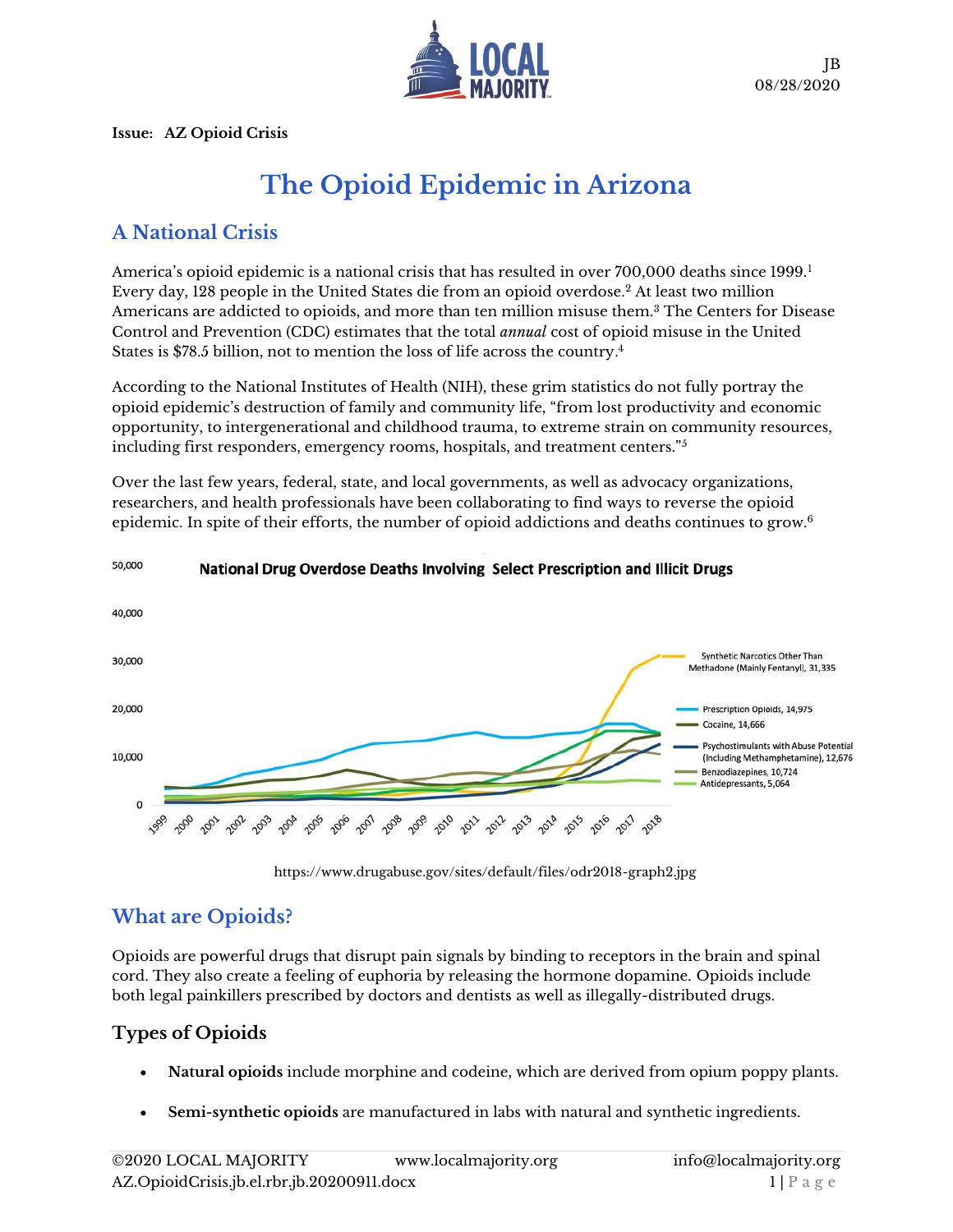JB
08/28/2020

**Issue: AZ Opioid Crisis**

# The Opioid Epidemic in Arizona

## A National Crisis

America's opioid epidemic is a national crisis that has resulted in over 700,000 deaths since 1999.[1] Every day, 128 people in the United States die from an opioid overdose.[2] At least two million Americans are addicted to opioids, and more than ten million misuse them.[3] The Centers for Disease Control and Prevention (CDC) estimates that the total *annual* cost of opioid misuse in the United States is $78.5 billion, not to mention the loss of life across the country.[4]

According to the National Institutes of Health (NIH), these grim statistics do not fully portray the opioid epidemic's destruction of family and community life, "from lost productivity and economic opportunity, to intergenerational and childhood trauma, to extreme strain on community resources, including first responders, emergency rooms, hospitals, and treatment centers."[5]

Over the last few years, federal, state, and local governments, as well as advocacy organizations, researchers, and health professionals have been collaborating to find ways to reverse the opioid epidemic. In spite of their efforts, the number of opioid addictions and deaths continues to grow.[6]

**National Drug Overdose Deaths Involving Select Prescription and Illicit Drugs**

Legend (2018 values):
- Synthetic Narcotics Other Than Methadone (Mainly Fentanyl), 31,335
- Prescription Opioids, 14,975
- Cocaine, 14,666
- Psychostimulants with Abuse Potential (Including Methamphetamine), 12,676
- Benzodiazepines, 10,724
- Antidepressants, 5,064

https://www.drugabuse.gov/sites/default/files/odr2018-graph2.jpg

## What are Opioids?

Opioids are powerful drugs that disrupt pain signals by binding to receptors in the brain and spinal cord. They also create a feeling of euphoria by releasing the hormone dopamine. Opioids include both legal painkillers prescribed by doctors and dentists as well as illegally-distributed drugs.

### Types of Opioids

- **Natural opioids** include morphine and codeine, which are derived from opium poppy plants.
- **Semi-synthetic opioids** are manufactured in labs with natural and synthetic ingredients.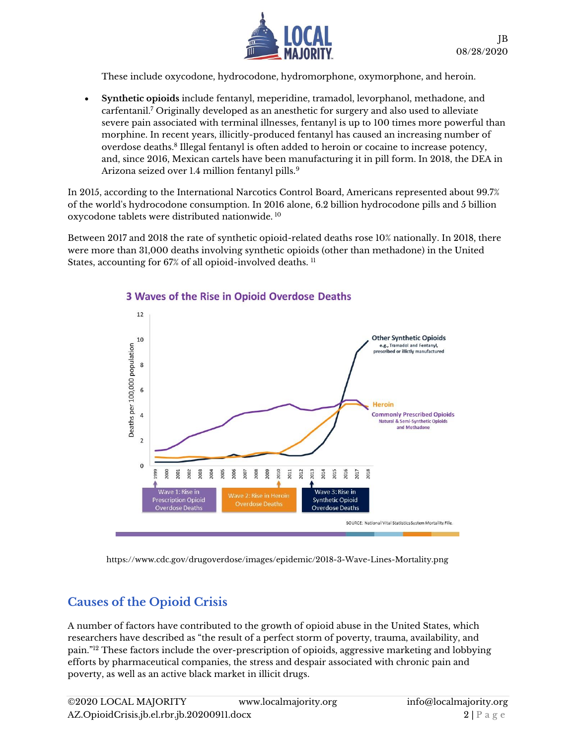These include oxycodone, hydrocodone, hydromorphone, oxymorphone, and heroin.

- **Synthetic opioids** include fentanyl, meperidine, tramadol, levorphanol, methadone, and carfentanil.[7] Originally developed as an anesthetic for surgery and also used to alleviate severe pain associated with terminal illnesses, fentanyl is up to 100 times more powerful than morphine. In recent years, illicitly-produced fentanyl has caused an increasing number of overdose deaths.[8] Illegal fentanyl is often added to heroin or cocaine to increase potency, and, since 2016, Mexican cartels have been manufacturing it in pill form. In 2018, the DEA in Arizona seized over 1.4 million fentanyl pills.[9]

In 2015, according to the International Narcotics Control Board, Americans represented about 99.7% of the world's hydrocodone consumption. In 2016 alone, 6.2 billion hydrocodone pills and 5 billion oxycodone tablets were distributed nationwide. [10]

Between 2017 and 2018 the rate of synthetic opioid-related deaths rose 10% nationally. In 2018, there were more than 31,000 deaths involving synthetic opioids (other than methadone) in the United States, accounting for 67% of all opioid-involved deaths. [11]

**3 Waves of the Rise in Opioid Overdose Deaths**

(Chart: Deaths per 100,000 population, 1999–2018. Lines: Other Synthetic Opioids (e.g., Tramadol and Fentanyl, prescribed or illicitly manufactured); Heroin; Commonly Prescribed Opioids (Natural & Semi-Synthetic Opioids and Methadone). Wave 1: Rise in Prescription Opioid Overdose Deaths (1999); Wave 2: Rise in Heroin Overdose Deaths (2010); Wave 3: Rise in Synthetic Opioid Overdose Deaths (2013).)

SOURCE: National Vital Statistics System Mortality File.

https://www.cdc.gov/drugoverdose/images/epidemic/2018-3-Wave-Lines-Mortality.png

## Causes of the Opioid Crisis

A number of factors have contributed to the growth of opioid abuse in the United States, which researchers have described as "the result of a perfect storm of poverty, trauma, availability, and pain."[12] These factors include the over-prescription of opioids, aggressive marketing and lobbying efforts by pharmaceutical companies, the stress and despair associated with chronic pain and poverty, as well as an active black market in illicit drugs.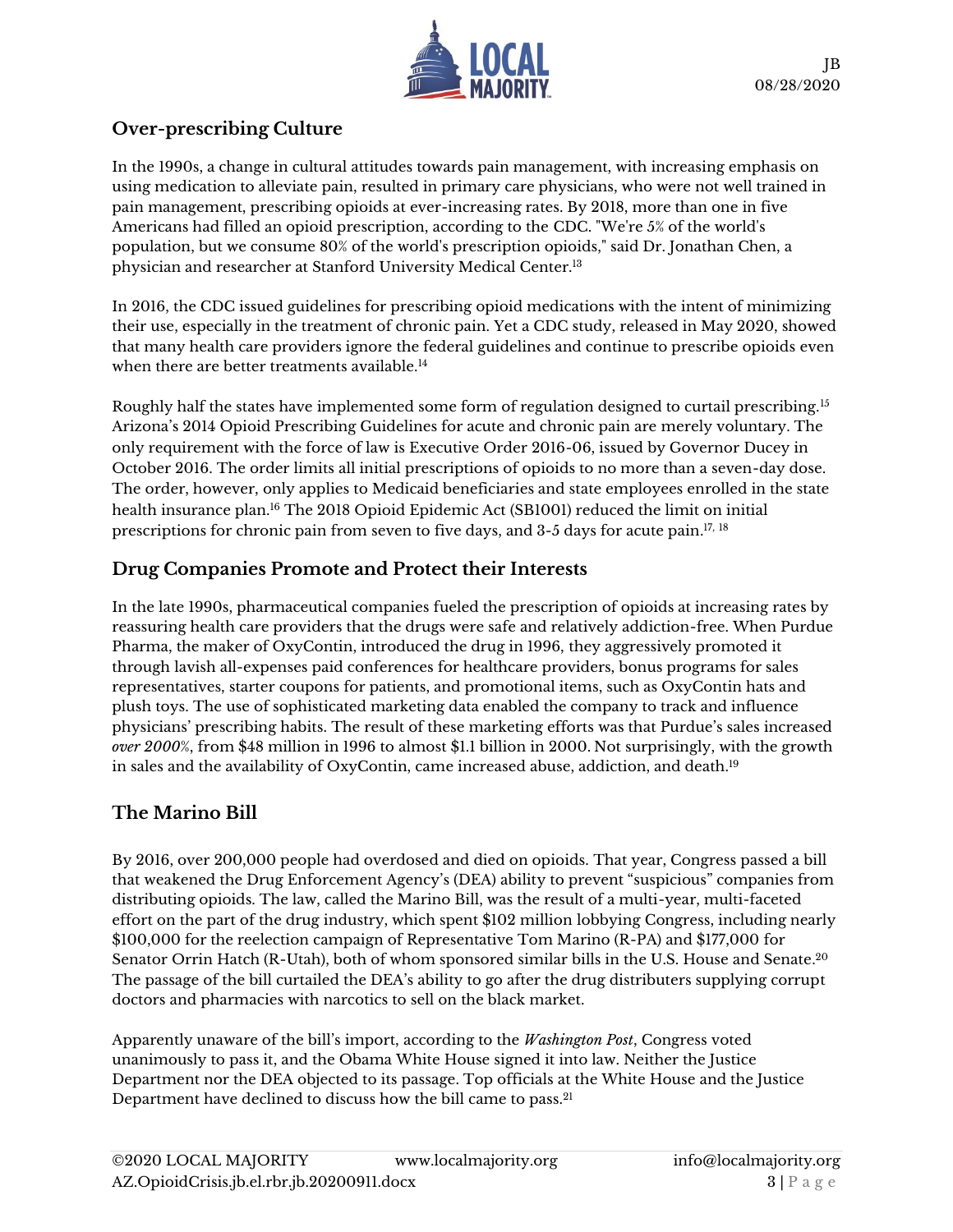## Over-prescribing Culture

In the 1990s, a change in cultural attitudes towards pain management, with increasing emphasis on using medication to alleviate pain, resulted in primary care physicians, who were not well trained in pain management, prescribing opioids at ever-increasing rates. By 2018, more than one in five Americans had filled an opioid prescription, according to the CDC. "We're 5% of the world's population, but we consume 80% of the world's prescription opioids," said Dr. Jonathan Chen, a physician and researcher at Stanford University Medical Center.[13]

In 2016, the CDC issued guidelines for prescribing opioid medications with the intent of minimizing their use, especially in the treatment of chronic pain. Yet a CDC study, released in May 2020, showed that many health care providers ignore the federal guidelines and continue to prescribe opioids even when there are better treatments available.[14]

Roughly half the states have implemented some form of regulation designed to curtail prescribing.[15] Arizona's 2014 Opioid Prescribing Guidelines for acute and chronic pain are merely voluntary. The only requirement with the force of law is Executive Order 2016-06, issued by Governor Ducey in October 2016. The order limits all initial prescriptions of opioids to no more than a seven-day dose. The order, however, only applies to Medicaid beneficiaries and state employees enrolled in the state health insurance plan.[16] The 2018 Opioid Epidemic Act (SB1001) reduced the limit on initial prescriptions for chronic pain from seven to five days, and 3-5 days for acute pain.[17, 18]

## Drug Companies Promote and Protect their Interests

In the late 1990s, pharmaceutical companies fueled the prescription of opioids at increasing rates by reassuring health care providers that the drugs were safe and relatively addiction-free. When Purdue Pharma, the maker of OxyContin, introduced the drug in 1996, they aggressively promoted it through lavish all-expenses paid conferences for healthcare providers, bonus programs for sales representatives, starter coupons for patients, and promotional items, such as OxyContin hats and plush toys. The use of sophisticated marketing data enabled the company to track and influence physicians' prescribing habits. The result of these marketing efforts was that Purdue's sales increased *over 2000%*, from $48 million in 1996 to almost $1.1 billion in 2000. Not surprisingly, with the growth in sales and the availability of OxyContin, came increased abuse, addiction, and death.[19]

## The Marino Bill

By 2016, over 200,000 people had overdosed and died on opioids. That year, Congress passed a bill that weakened the Drug Enforcement Agency's (DEA) ability to prevent "suspicious" companies from distributing opioids. The law, called the Marino Bill, was the result of a multi-year, multi-faceted effort on the part of the drug industry, which spent $102 million lobbying Congress, including nearly $100,000 for the reelection campaign of Representative Tom Marino (R-PA) and $177,000 for Senator Orrin Hatch (R-Utah), both of whom sponsored similar bills in the U.S. House and Senate.[20] The passage of the bill curtailed the DEA's ability to go after the drug distributers supplying corrupt doctors and pharmacies with narcotics to sell on the black market.

Apparently unaware of the bill's import, according to the *Washington Post*, Congress voted unanimously to pass it, and the Obama White House signed it into law. Neither the Justice Department nor the DEA objected to its passage. Top officials at the White House and the Justice Department have declined to discuss how the bill came to pass.[21]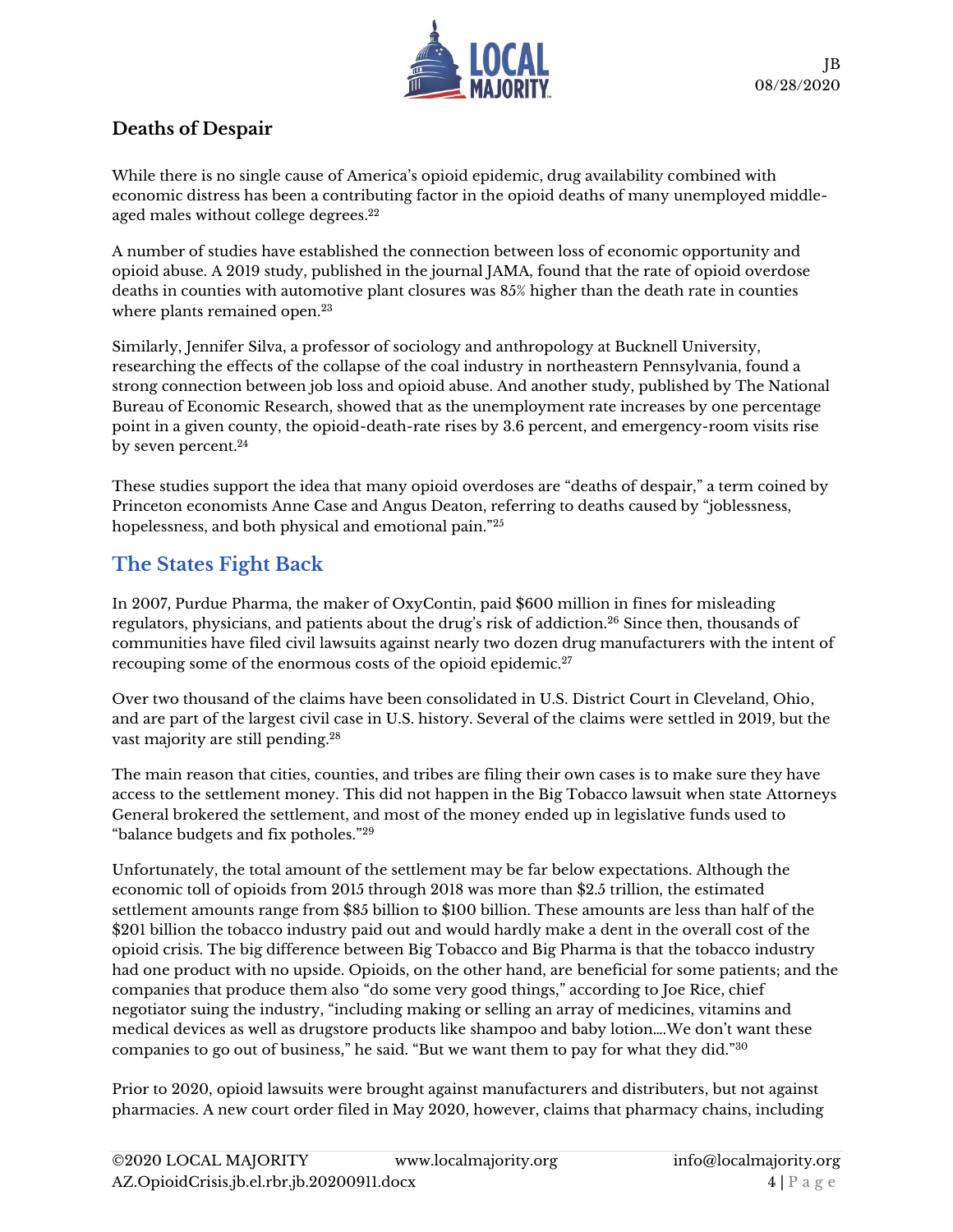## Deaths of Despair

While there is no single cause of America's opioid epidemic, drug availability combined with economic distress has been a contributing factor in the opioid deaths of many unemployed middle-aged males without college degrees.[22]

A number of studies have established the connection between loss of economic opportunity and opioid abuse. A 2019 study, published in the journal JAMA, found that the rate of opioid overdose deaths in counties with automotive plant closures was 85% higher than the death rate in counties where plants remained open.[23]

Similarly, Jennifer Silva, a professor of sociology and anthropology at Bucknell University, researching the effects of the collapse of the coal industry in northeastern Pennsylvania, found a strong connection between job loss and opioid abuse. And another study, published by The National Bureau of Economic Research, showed that as the unemployment rate increases by one percentage point in a given county, the opioid-death-rate rises by 3.6 percent, and emergency-room visits rise by seven percent.[24]

These studies support the idea that many opioid overdoses are "deaths of despair," a term coined by Princeton economists Anne Case and Angus Deaton, referring to deaths caused by "joblessness, hopelessness, and both physical and emotional pain."[25]

## The States Fight Back

In 2007, Purdue Pharma, the maker of OxyContin, paid $600 million in fines for misleading regulators, physicians, and patients about the drug's risk of addiction.[26] Since then, thousands of communities have filed civil lawsuits against nearly two dozen drug manufacturers with the intent of recouping some of the enormous costs of the opioid epidemic.[27]

Over two thousand of the claims have been consolidated in U.S. District Court in Cleveland, Ohio, and are part of the largest civil case in U.S. history. Several of the claims were settled in 2019, but the vast majority are still pending.[28]

The main reason that cities, counties, and tribes are filing their own cases is to make sure they have access to the settlement money. This did not happen in the Big Tobacco lawsuit when state Attorneys General brokered the settlement, and most of the money ended up in legislative funds used to "balance budgets and fix potholes."[29]

Unfortunately, the total amount of the settlement may be far below expectations. Although the economic toll of opioids from 2015 through 2018 was more than $2.5 trillion, the estimated settlement amounts range from $85 billion to $100 billion. These amounts are less than half of the $201 billion the tobacco industry paid out and would hardly make a dent in the overall cost of the opioid crisis. The big difference between Big Tobacco and Big Pharma is that the tobacco industry had one product with no upside. Opioids, on the other hand, are beneficial for some patients; and the companies that produce them also "do some very good things," according to Joe Rice, chief negotiator suing the industry, "including making or selling an array of medicines, vitamins and medical devices as well as drugstore products like shampoo and baby lotion….We don't want these companies to go out of business," he said. "But we want them to pay for what they did."[30]

Prior to 2020, opioid lawsuits were brought against manufacturers and distributers, but not against pharmacies. A new court order filed in May 2020, however, claims that pharmacy chains, including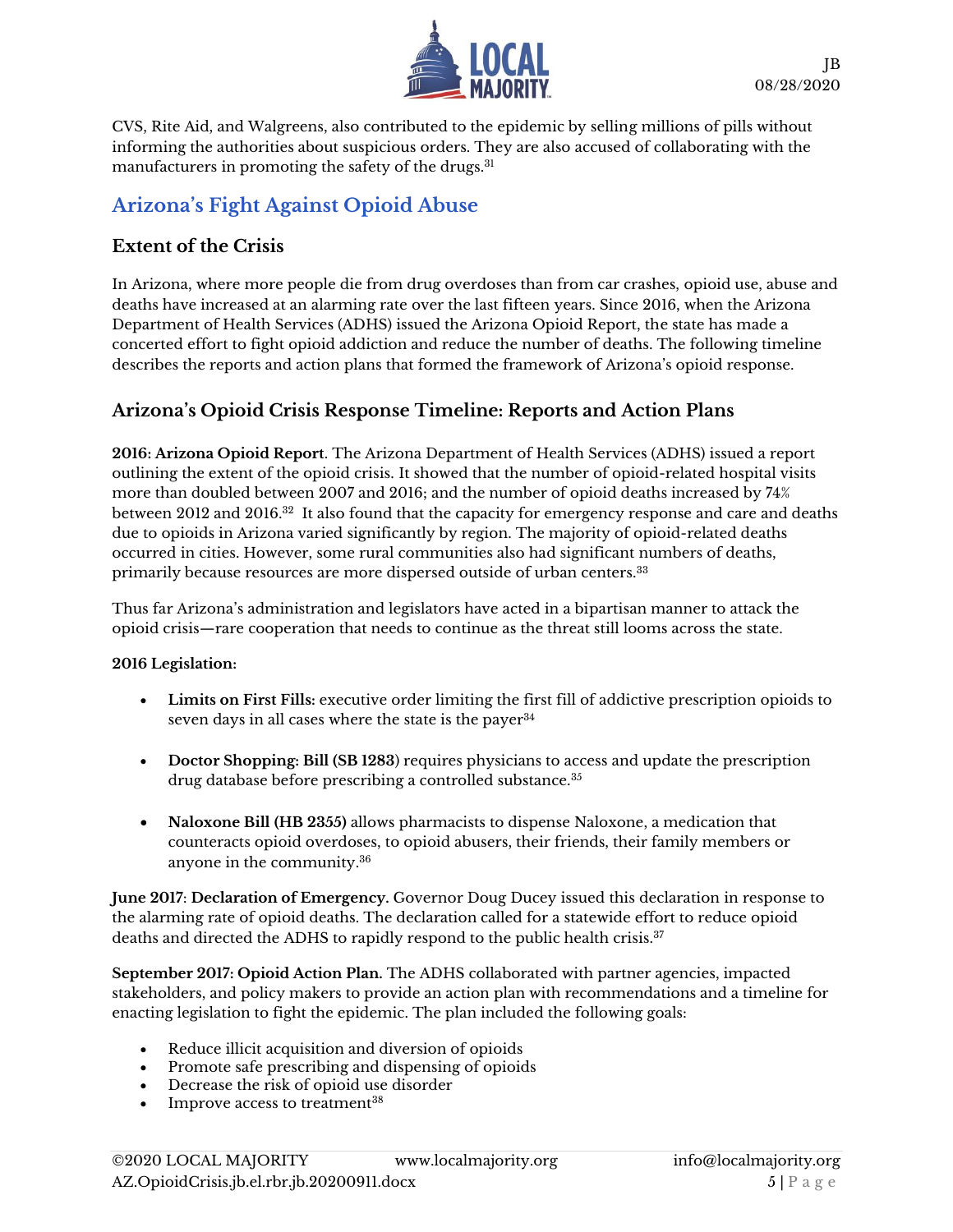CVS, Rite Aid, and Walgreens, also contributed to the epidemic by selling millions of pills without informing the authorities about suspicious orders. They are also accused of collaborating with the manufacturers in promoting the safety of the drugs.[31]

## Arizona's Fight Against Opioid Abuse

### Extent of the Crisis

In Arizona, where more people die from drug overdoses than from car crashes, opioid use, abuse and deaths have increased at an alarming rate over the last fifteen years. Since 2016, when the Arizona Department of Health Services (ADHS) issued the Arizona Opioid Report, the state has made a concerted effort to fight opioid addiction and reduce the number of deaths. The following timeline describes the reports and action plans that formed the framework of Arizona's opioid response.

### Arizona's Opioid Crisis Response Timeline: Reports and Action Plans

**2016: Arizona Opioid Report**. The Arizona Department of Health Services (ADHS) issued a report outlining the extent of the opioid crisis. It showed that the number of opioid-related hospital visits more than doubled between 2007 and 2016; and the number of opioid deaths increased by 74% between 2012 and 2016.[32] It also found that the capacity for emergency response and care and deaths due to opioids in Arizona varied significantly by region. The majority of opioid-related deaths occurred in cities. However, some rural communities also had significant numbers of deaths, primarily because resources are more dispersed outside of urban centers.[33]

Thus far Arizona's administration and legislators have acted in a bipartisan manner to attack the opioid crisis—rare cooperation that needs to continue as the threat still looms across the state.

**2016 Legislation:**

- **Limits on First Fills:** executive order limiting the first fill of addictive prescription opioids to seven days in all cases where the state is the payer[34]
- **Doctor Shopping: Bill (SB 1283)** requires physicians to access and update the prescription drug database before prescribing a controlled substance.[35]
- **Naloxone Bill (HB 2355)** allows pharmacists to dispense Naloxone, a medication that counteracts opioid overdoses, to opioid abusers, their friends, their family members or anyone in the community.[36]

**June 2017**: **Declaration of Emergency.** Governor Doug Ducey issued this declaration in response to the alarming rate of opioid deaths. The declaration called for a statewide effort to reduce opioid deaths and directed the ADHS to rapidly respond to the public health crisis.[37]

**September 2017: Opioid Action Plan.** The ADHS collaborated with partner agencies, impacted stakeholders, and policy makers to provide an action plan with recommendations and a timeline for enacting legislation to fight the epidemic. The plan included the following goals:

- Reduce illicit acquisition and diversion of opioids
- Promote safe prescribing and dispensing of opioids
- Decrease the risk of opioid use disorder
- Improve access to treatment[38]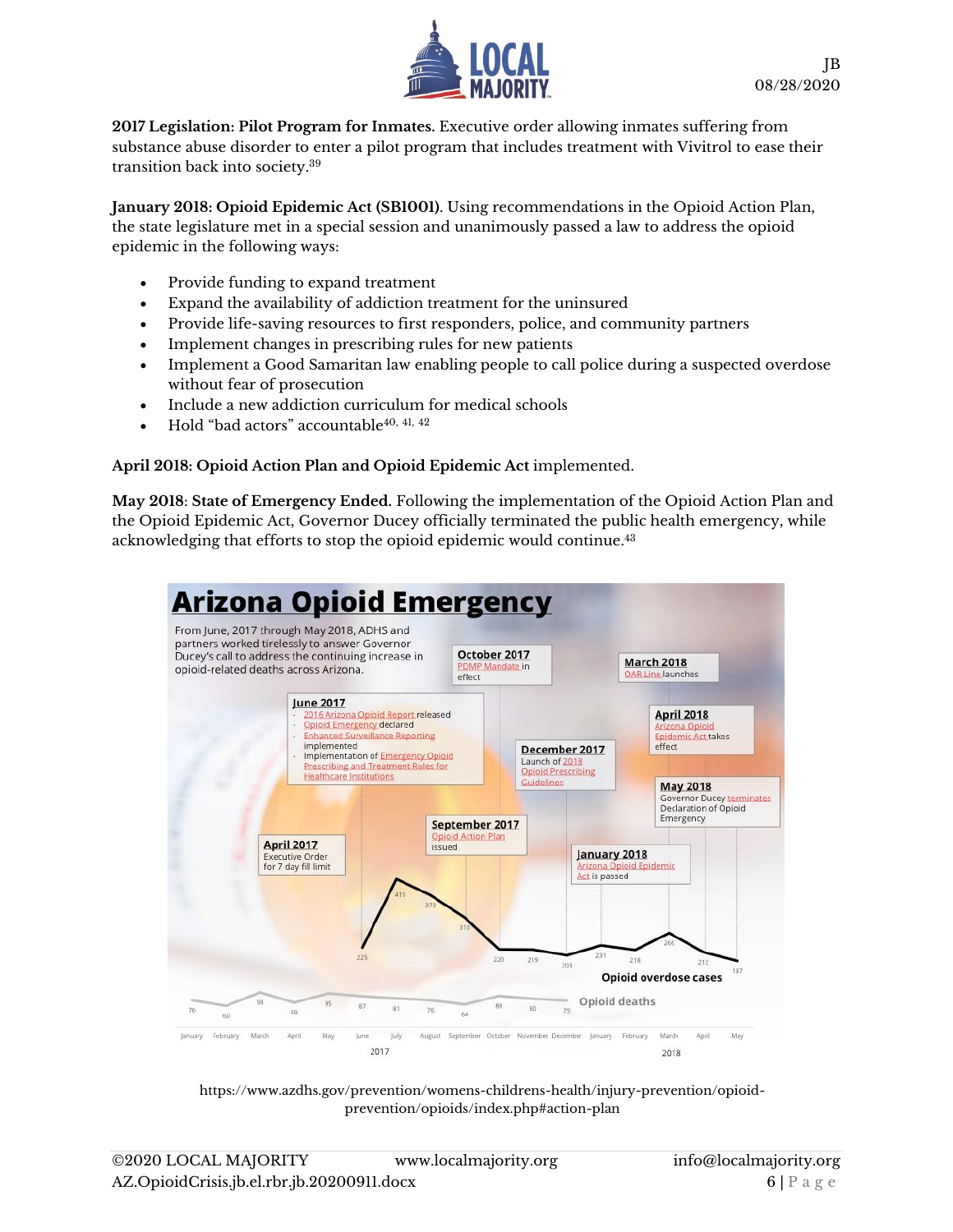**2017 Legislation: Pilot Program for Inmates.** Executive order allowing inmates suffering from substance abuse disorder to enter a pilot program that includes treatment with Vivitrol to ease their transition back into society.[39]

**January 2018: Opioid Epidemic Act (SB1001).** Using recommendations in the Opioid Action Plan, the state legislature met in a special session and unanimously passed a law to address the opioid epidemic in the following ways:

- Provide funding to expand treatment
- Expand the availability of addiction treatment for the uninsured
- Provide life-saving resources to first responders, police, and community partners
- Implement changes in prescribing rules for new patients
- Implement a Good Samaritan law enabling people to call police during a suspected overdose without fear of prosecution
- Include a new addiction curriculum for medical schools
- Hold "bad actors" accountable[40, 41, 42]

**April 2018: Opioid Action Plan and Opioid Epidemic Act** implemented.

**May 2018: State of Emergency Ended.** Following the implementation of the Opioid Action Plan and the Opioid Epidemic Act, Governor Ducey officially terminated the public health emergency, while acknowledging that efforts to stop the opioid epidemic would continue.[43]

## Arizona Opioid Emergency

From June, 2017 through May 2018, ADHS and partners worked tirelessly to answer Governor Ducey's call to address the continuing increase in opioid-related deaths across Arizona.

- **April 2017** – Executive Order for 7 day fill limit
- **June 2017**
  - 2016 Arizona Opioid Report released
  - Opioid Emergency declared
  - Enhanced Surveillance Reporting implemented
  - Implementation of Emergency Opioid Prescribing and Treatment Rules for Healthcare Institutions
- **September 2017** – Opioid Action Plan issued
- **October 2017** – PDMP Mandate in effect
- **December 2017** – Launch of 2018 Opioid Prescribing Guidelines
- **January 2018** – Arizona Opioid Epidemic Act is passed
- **March 2018** – OAR Line launches
- **April 2018** – Arizona Opioid Epidemic Act takes effect
- **May 2018** – Governor Ducey terminates Declaration of Opioid Emergency

| | Jan 2017 | Feb | Mar | Apr | May | Jun | Jul | Aug | Sep | Oct | Nov | Dec | Jan 2018 | Feb | Mar | Apr | May |
|---|---|---|---|---|---|---|---|---|---|---|---|---|---|---|---|---|---|
| Opioid overdose cases | | | | | | 225 | 419 | 373 | 310 | 220 | 219 | 203 | 231 | 218 | 266 | 212 | 187 |
| Opioid deaths | 76 | 60 | 98 | 69 | 95 | 87 | 81 | 76 | 64 | 88 | 80 | 75 | | | | | |

https://www.azdhs.gov/prevention/womens-childrens-health/injury-prevention/opioid-prevention/opioids/index.php#action-plan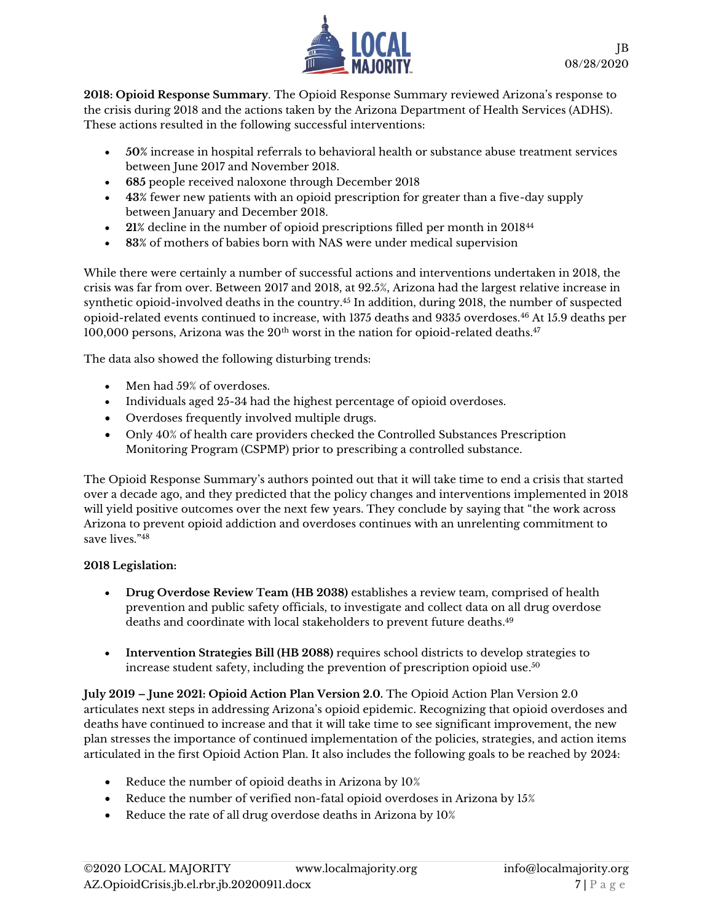**2018: Opioid Response Summary**. The Opioid Response Summary reviewed Arizona's response to the crisis during 2018 and the actions taken by the Arizona Department of Health Services (ADHS). These actions resulted in the following successful interventions:

- **50%** increase in hospital referrals to behavioral health or substance abuse treatment services between June 2017 and November 2018.
- **685** people received naloxone through December 2018
- **43%** fewer new patients with an opioid prescription for greater than a five-day supply between January and December 2018.
- **21%** decline in the number of opioid prescriptions filled per month in 2018[44]
- **83%** of mothers of babies born with NAS were under medical supervision

While there were certainly a number of successful actions and interventions undertaken in 2018, the crisis was far from over. Between 2017 and 2018, at 92.5%, Arizona had the largest relative increase in synthetic opioid-involved deaths in the country.[45] In addition, during 2018, the number of suspected opioid-related events continued to increase, with 1375 deaths and 9335 overdoses.[46] At 15.9 deaths per 100,000 persons, Arizona was the 20th worst in the nation for opioid-related deaths.[47]

The data also showed the following disturbing trends:

- Men had 59% of overdoses.
- Individuals aged 25-34 had the highest percentage of opioid overdoses.
- Overdoses frequently involved multiple drugs.
- Only 40% of health care providers checked the Controlled Substances Prescription Monitoring Program (CSPMP) prior to prescribing a controlled substance.

The Opioid Response Summary's authors pointed out that it will take time to end a crisis that started over a decade ago, and they predicted that the policy changes and interventions implemented in 2018 will yield positive outcomes over the next few years. They conclude by saying that "the work across Arizona to prevent opioid addiction and overdoses continues with an unrelenting commitment to save lives."[48]

**2018 Legislation:**

- **Drug Overdose Review Team (HB 2038)** establishes a review team, comprised of health prevention and public safety officials, to investigate and collect data on all drug overdose deaths and coordinate with local stakeholders to prevent future deaths.[49]

- **Intervention Strategies Bill (HB 2088)** requires school districts to develop strategies to increase student safety, including the prevention of prescription opioid use.[50]

**July 2019 – June 2021: Opioid Action Plan Version 2.0.** The Opioid Action Plan Version 2.0 articulates next steps in addressing Arizona's opioid epidemic. Recognizing that opioid overdoses and deaths have continued to increase and that it will take time to see significant improvement, the new plan stresses the importance of continued implementation of the policies, strategies, and action items articulated in the first Opioid Action Plan. It also includes the following goals to be reached by 2024:

- Reduce the number of opioid deaths in Arizona by 10%
- Reduce the number of verified non-fatal opioid overdoses in Arizona by 15%
- Reduce the rate of all drug overdose deaths in Arizona by 10%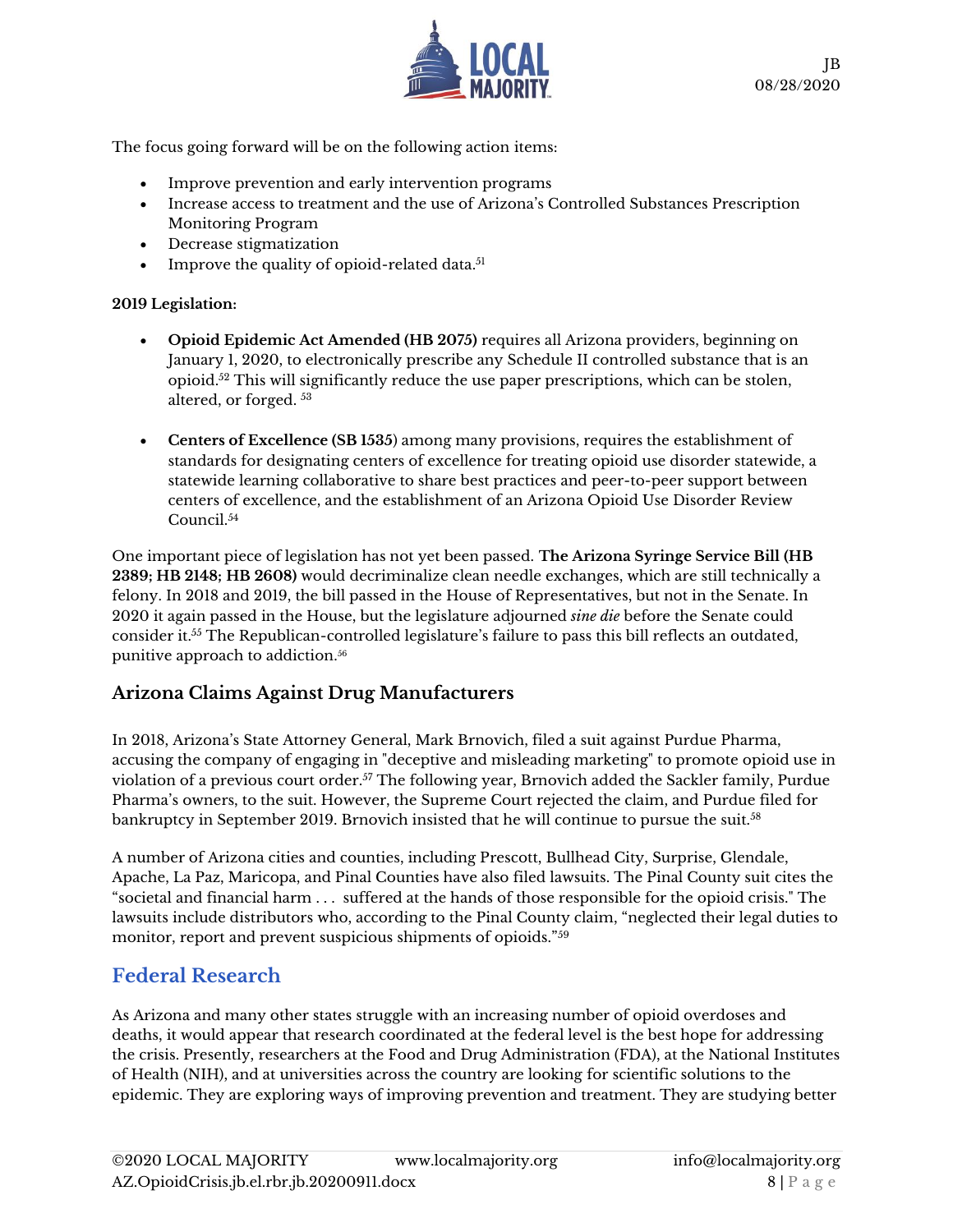The focus going forward will be on the following action items:

- Improve prevention and early intervention programs
- Increase access to treatment and the use of Arizona's Controlled Substances Prescription Monitoring Program
- Decrease stigmatization
- Improve the quality of opioid-related data.[51]

**2019 Legislation:**

- **Opioid Epidemic Act Amended (HB 2075)** requires all Arizona providers, beginning on January 1, 2020, to electronically prescribe any Schedule II controlled substance that is an opioid.[52] This will significantly reduce the use paper prescriptions, which can be stolen, altered, or forged. [53]

- **Centers of Excellence (SB 1535**) among many provisions, requires the establishment of standards for designating centers of excellence for treating opioid use disorder statewide, a statewide learning collaborative to share best practices and peer-to-peer support between centers of excellence, and the establishment of an Arizona Opioid Use Disorder Review Council.[54]

One important piece of legislation has not yet been passed. **The Arizona Syringe Service Bill (HB 2389; HB 2148; HB 2608)** would decriminalize clean needle exchanges, which are still technically a felony. In 2018 and 2019, the bill passed in the House of Representatives, but not in the Senate. In 2020 it again passed in the House, but the legislature adjourned *sine die* before the Senate could consider it.[55] The Republican-controlled legislature's failure to pass this bill reflects an outdated, punitive approach to addiction.[56]

## Arizona Claims Against Drug Manufacturers

In 2018, Arizona's State Attorney General, Mark Brnovich, filed a suit against Purdue Pharma, accusing the company of engaging in "deceptive and misleading marketing" to promote opioid use in violation of a previous court order.[57] The following year, Brnovich added the Sackler family, Purdue Pharma's owners, to the suit. However, the Supreme Court rejected the claim, and Purdue filed for bankruptcy in September 2019. Brnovich insisted that he will continue to pursue the suit.[58]

A number of Arizona cities and counties, including Prescott, Bullhead City, Surprise, Glendale, Apache, La Paz, Maricopa, and Pinal Counties have also filed lawsuits. The Pinal County suit cites the "societal and financial harm . . . suffered at the hands of those responsible for the opioid crisis." The lawsuits include distributors who, according to the Pinal County claim, "neglected their legal duties to monitor, report and prevent suspicious shipments of opioids."[59]

## Federal Research

As Arizona and many other states struggle with an increasing number of opioid overdoses and deaths, it would appear that research coordinated at the federal level is the best hope for addressing the crisis. Presently, researchers at the Food and Drug Administration (FDA), at the National Institutes of Health (NIH), and at universities across the country are looking for scientific solutions to the epidemic. They are exploring ways of improving prevention and treatment. They are studying better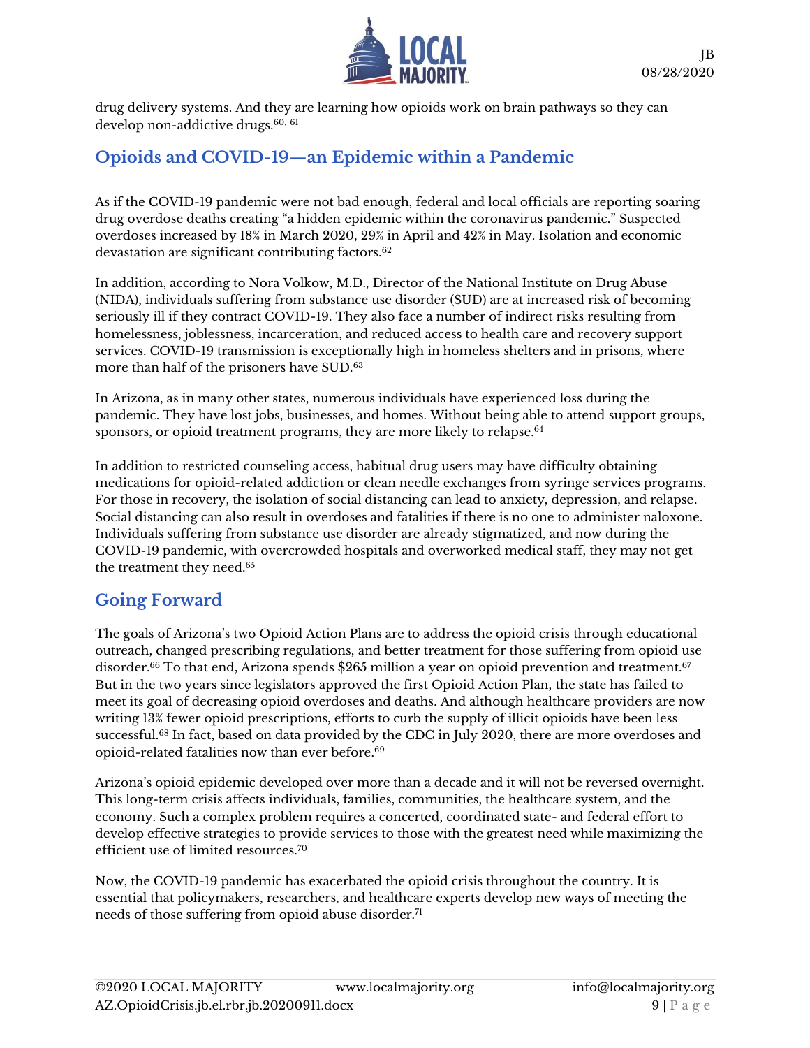drug delivery systems. And they are learning how opioids work on brain pathways so they can develop non-addictive drugs.[60, 61]

## Opioids and COVID-19—an Epidemic within a Pandemic

As if the COVID-19 pandemic were not bad enough, federal and local officials are reporting soaring drug overdose deaths creating "a hidden epidemic within the coronavirus pandemic." Suspected overdoses increased by 18% in March 2020, 29% in April and 42% in May. Isolation and economic devastation are significant contributing factors.[62]

In addition, according to Nora Volkow, M.D., Director of the National Institute on Drug Abuse (NIDA), individuals suffering from substance use disorder (SUD) are at increased risk of becoming seriously ill if they contract COVID-19. They also face a number of indirect risks resulting from homelessness, joblessness, incarceration, and reduced access to health care and recovery support services. COVID-19 transmission is exceptionally high in homeless shelters and in prisons, where more than half of the prisoners have SUD.[63]

In Arizona, as in many other states, numerous individuals have experienced loss during the pandemic. They have lost jobs, businesses, and homes. Without being able to attend support groups, sponsors, or opioid treatment programs, they are more likely to relapse.[64]

In addition to restricted counseling access, habitual drug users may have difficulty obtaining medications for opioid-related addiction or clean needle exchanges from syringe services programs. For those in recovery, the isolation of social distancing can lead to anxiety, depression, and relapse. Social distancing can also result in overdoses and fatalities if there is no one to administer naloxone. Individuals suffering from substance use disorder are already stigmatized, and now during the COVID-19 pandemic, with overcrowded hospitals and overworked medical staff, they may not get the treatment they need.[65]

## Going Forward

The goals of Arizona's two Opioid Action Plans are to address the opioid crisis through educational outreach, changed prescribing regulations, and better treatment for those suffering from opioid use disorder.[66] To that end, Arizona spends $265 million a year on opioid prevention and treatment.[67] But in the two years since legislators approved the first Opioid Action Plan, the state has failed to meet its goal of decreasing opioid overdoses and deaths. And although healthcare providers are now writing 13% fewer opioid prescriptions, efforts to curb the supply of illicit opioids have been less successful.[68] In fact, based on data provided by the CDC in July 2020, there are more overdoses and opioid-related fatalities now than ever before.[69]

Arizona's opioid epidemic developed over more than a decade and it will not be reversed overnight. This long-term crisis affects individuals, families, communities, the healthcare system, and the economy. Such a complex problem requires a concerted, coordinated state- and federal effort to develop effective strategies to provide services to those with the greatest need while maximizing the efficient use of limited resources.[70]

Now, the COVID-19 pandemic has exacerbated the opioid crisis throughout the country. It is essential that policymakers, researchers, and healthcare experts develop new ways of meeting the needs of those suffering from opioid abuse disorder.[71]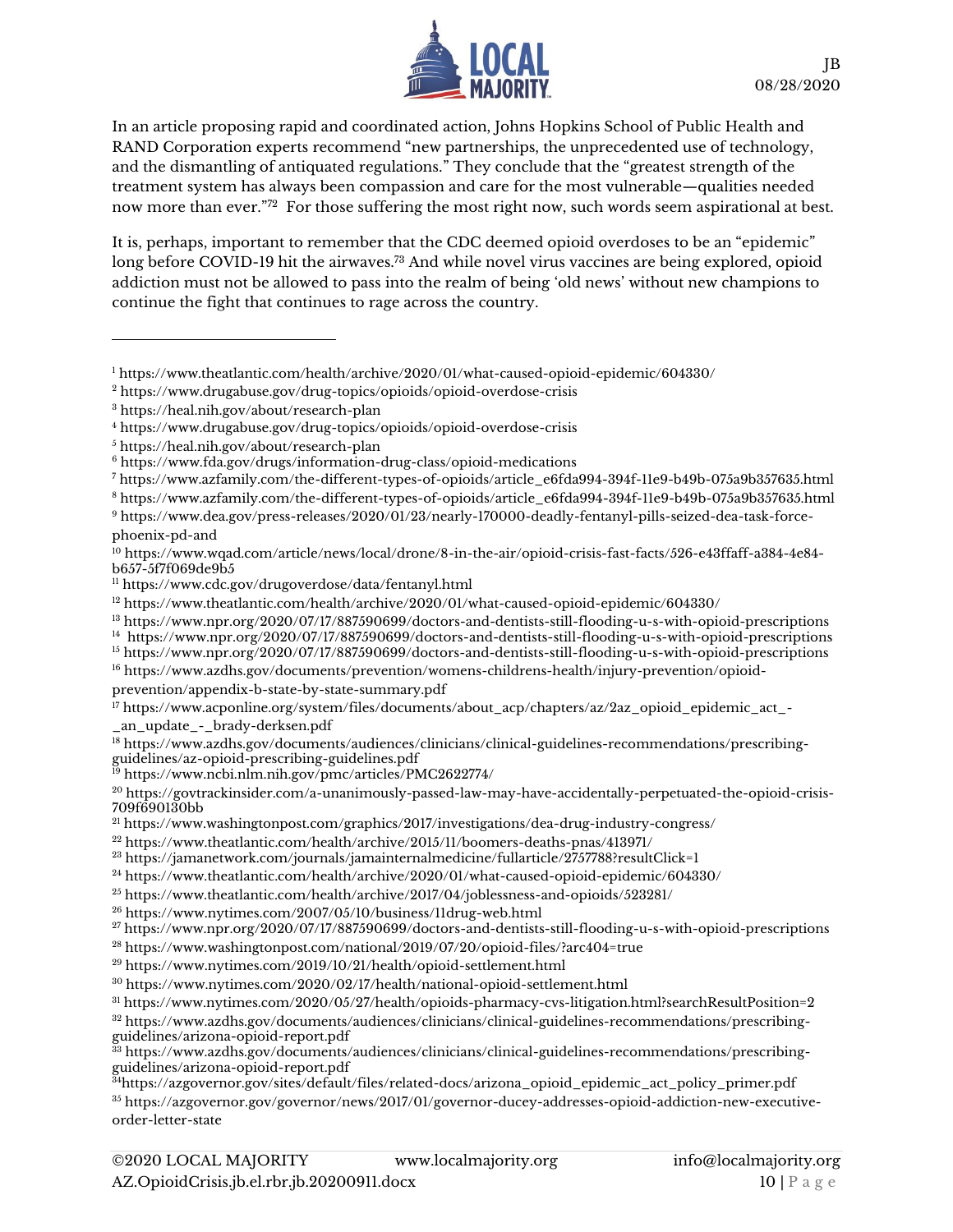In an article proposing rapid and coordinated action, Johns Hopkins School of Public Health and RAND Corporation experts recommend "new partnerships, the unprecedented use of technology, and the dismantling of antiquated regulations." They conclude that the "greatest strength of the treatment system has always been compassion and care for the most vulnerable—qualities needed now more than ever."[72] For those suffering the most right now, such words seem aspirational at best.

It is, perhaps, important to remember that the CDC deemed opioid overdoses to be an "epidemic" long before COVID-19 hit the airwaves.[73] And while novel virus vaccines are being explored, opioid addiction must not be allowed to pass into the realm of being 'old news' without new champions to continue the fight that continues to rage across the country.

---

[1] https://www.theatlantic.com/health/archive/2020/01/what-caused-opioid-epidemic/604330/

[2] https://www.drugabuse.gov/drug-topics/opioids/opioid-overdose-crisis

[3] https://heal.nih.gov/about/research-plan

[4] https://www.drugabuse.gov/drug-topics/opioids/opioid-overdose-crisis

[5] https://heal.nih.gov/about/research-plan

[6] https://www.fda.gov/drugs/information-drug-class/opioid-medications

[7] https://www.azfamily.com/the-different-types-of-opioids/article_e6fda994-394f-11e9-b49b-075a9b357635.html

[8] https://www.azfamily.com/the-different-types-of-opioids/article_e6fda994-394f-11e9-b49b-075a9b357635.html

[9] https://www.dea.gov/press-releases/2020/01/23/nearly-170000-deadly-fentanyl-pills-seized-dea-task-force-phoenix-pd-and

[10] https://www.wqad.com/article/news/local/drone/8-in-the-air/opioid-crisis-fast-facts/526-e43ffaff-a384-4e84-b657-5f7f069de9b5

[11] https://www.cdc.gov/drugoverdose/data/fentanyl.html

[12] https://www.theatlantic.com/health/archive/2020/01/what-caused-opioid-epidemic/604330/

[13] https://www.npr.org/2020/07/17/887590699/doctors-and-dentists-still-flooding-u-s-with-opioid-prescriptions

[14] https://www.npr.org/2020/07/17/887590699/doctors-and-dentists-still-flooding-u-s-with-opioid-prescriptions

[15] https://www.npr.org/2020/07/17/887590699/doctors-and-dentists-still-flooding-u-s-with-opioid-prescriptions

[16] https://www.azdhs.gov/documents/prevention/womens-childrens-health/injury-prevention/opioid-prevention/appendix-b-state-by-state-summary.pdf

[17] https://www.acponline.org/system/files/documents/about_acp/chapters/az/2az_opioid_epidemic_act_-_an_update_-_brady-derksen.pdf

[18] https://www.azdhs.gov/documents/audiences/clinicians/clinical-guidelines-recommendations/prescribing-guidelines/az-opioid-prescribing-guidelines.pdf

[19] https://www.ncbi.nlm.nih.gov/pmc/articles/PMC2622774/

[20] https://govtrackinsider.com/a-unanimously-passed-law-may-have-accidentally-perpetuated-the-opioid-crisis-709f690130bb

[21] https://www.washingtonpost.com/graphics/2017/investigations/dea-drug-industry-congress/

[22] https://www.theatlantic.com/health/archive/2015/11/boomers-deaths-pnas/413971/

[23] https://jamanetwork.com/journals/jamainternalmedicine/fullarticle/2757788?resultClick=1

[24] https://www.theatlantic.com/health/archive/2020/01/what-caused-opioid-epidemic/604330/

[25] https://www.theatlantic.com/health/archive/2017/04/joblessness-and-opioids/523281/

[26] https://www.nytimes.com/2007/05/10/business/11drug-web.html

[27] https://www.npr.org/2020/07/17/887590699/doctors-and-dentists-still-flooding-u-s-with-opioid-prescriptions

[28] https://www.washingtonpost.com/national/2019/07/20/opioid-files/?arc404=true

[29] https://www.nytimes.com/2019/10/21/health/opioid-settlement.html

[30] https://www.nytimes.com/2020/02/17/health/national-opioid-settlement.html

[31] https://www.nytimes.com/2020/05/27/health/opioids-pharmacy-cvs-litigation.html?searchResultPosition=2

[32] https://www.azdhs.gov/documents/audiences/clinicians/clinical-guidelines-recommendations/prescribing-guidelines/arizona-opioid-report.pdf

[33] https://www.azdhs.gov/documents/audiences/clinicians/clinical-guidelines-recommendations/prescribing-guidelines/arizona-opioid-report.pdf

[34] https://azgovernor.gov/sites/default/files/related-docs/arizona_opioid_epidemic_act_policy_primer.pdf

[35] https://azgovernor.gov/governor/news/2017/01/governor-ducey-addresses-opioid-addiction-new-executive-order-letter-state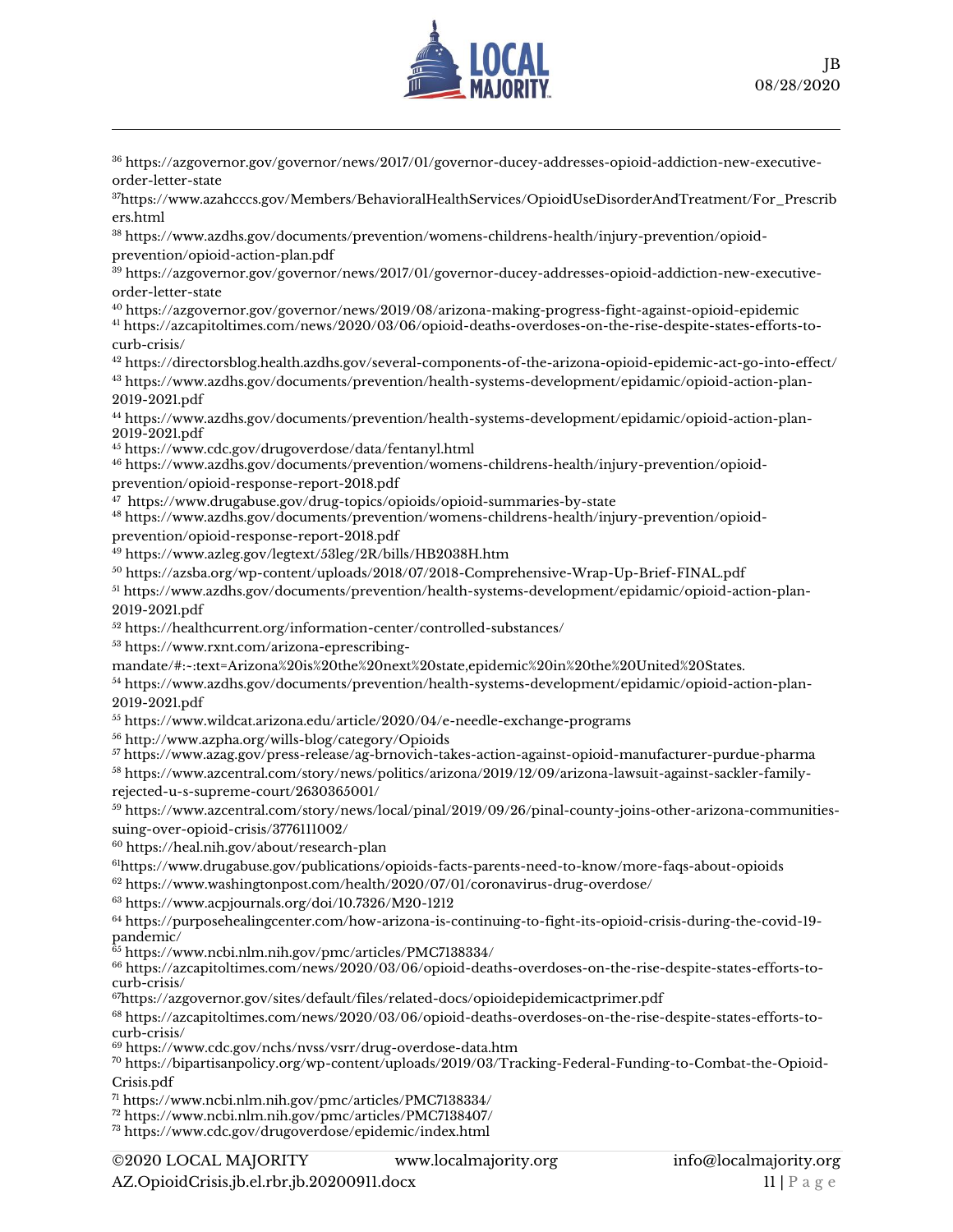[36] https://azgovernor.gov/governor/news/2017/01/governor-ducey-addresses-opioid-addiction-new-executive-order-letter-state

[37]https://www.azahcccs.gov/Members/BehavioralHealthServices/OpioidUseDisorderAndTreatment/For_Prescribers.html

[38] https://www.azdhs.gov/documents/prevention/womens-childrens-health/injury-prevention/opioid-prevention/opioid-action-plan.pdf

[39] https://azgovernor.gov/governor/news/2017/01/governor-ducey-addresses-opioid-addiction-new-executive-order-letter-state

[40] https://azgovernor.gov/governor/news/2019/08/arizona-making-progress-fight-against-opioid-epidemic

[41] https://azcapitoltimes.com/news/2020/03/06/opioid-deaths-overdoses-on-the-rise-despite-states-efforts-to-curb-crisis/

[42] https://directorsblog.health.azdhs.gov/several-components-of-the-arizona-opioid-epidemic-act-go-into-effect/

[43] https://www.azdhs.gov/documents/prevention/health-systems-development/epidamic/opioid-action-plan-2019-2021.pdf

[44] https://www.azdhs.gov/documents/prevention/health-systems-development/epidamic/opioid-action-plan-2019-2021.pdf

[45] https://www.cdc.gov/drugoverdose/data/fentanyl.html

[46] https://www.azdhs.gov/documents/prevention/womens-childrens-health/injury-prevention/opioid-prevention/opioid-response-report-2018.pdf

[47] https://www.drugabuse.gov/drug-topics/opioids/opioid-summaries-by-state

[48] https://www.azdhs.gov/documents/prevention/womens-childrens-health/injury-prevention/opioid-prevention/opioid-response-report-2018.pdf

[49] https://www.azleg.gov/legtext/53leg/2R/bills/HB2038H.htm

[50] https://azsba.org/wp-content/uploads/2018/07/2018-Comprehensive-Wrap-Up-Brief-FINAL.pdf

[51] https://www.azdhs.gov/documents/prevention/health-systems-development/epidamic/opioid-action-plan-2019-2021.pdf

[52] https://healthcurrent.org/information-center/controlled-substances/

[53] https://www.rxnt.com/arizona-eprescribing-mandate/#:~:text=Arizona%20is%20the%20next%20state,epidemic%20in%20the%20United%20States.

[54] https://www.azdhs.gov/documents/prevention/health-systems-development/epidamic/opioid-action-plan-2019-2021.pdf

[55] https://www.wildcat.arizona.edu/article/2020/04/e-needle-exchange-programs

[56] http://www.azpha.org/wills-blog/category/Opioids

[57] https://www.azag.gov/press-release/ag-brnovich-takes-action-against-opioid-manufacturer-purdue-pharma

[58] https://www.azcentral.com/story/news/politics/arizona/2019/12/09/arizona-lawsuit-against-sackler-family-rejected-u-s-supreme-court/2630365001/

[59] https://www.azcentral.com/story/news/local/pinal/2019/09/26/pinal-county-joins-other-arizona-communities-suing-over-opioid-crisis/3776111002/

[60] https://heal.nih.gov/about/research-plan

[61]https://www.drugabuse.gov/publications/opioids-facts-parents-need-to-know/more-faqs-about-opioids

[62] https://www.washingtonpost.com/health/2020/07/01/coronavirus-drug-overdose/

[63] https://www.acpjournals.org/doi/10.7326/M20-1212

[64] https://purposehealingcenter.com/how-arizona-is-continuing-to-fight-its-opioid-crisis-during-the-covid-19-pandemic/

[65] https://www.ncbi.nlm.nih.gov/pmc/articles/PMC7138334/

[66] https://azcapitoltimes.com/news/2020/03/06/opioid-deaths-overdoses-on-the-rise-despite-states-efforts-to-curb-crisis/

[67]https://azgovernor.gov/sites/default/files/related-docs/opioidepidemicactprimer.pdf

[68] https://azcapitoltimes.com/news/2020/03/06/opioid-deaths-overdoses-on-the-rise-despite-states-efforts-to-curb-crisis/

[69] https://www.cdc.gov/nchs/nvss/vsrr/drug-overdose-data.htm

[70] https://bipartisanpolicy.org/wp-content/uploads/2019/03/Tracking-Federal-Funding-to-Combat-the-Opioid-Crisis.pdf

[71] https://www.ncbi.nlm.nih.gov/pmc/articles/PMC7138334/

[72] https://www.ncbi.nlm.nih.gov/pmc/articles/PMC7138407/

[73] https://www.cdc.gov/drugoverdose/epidemic/index.html